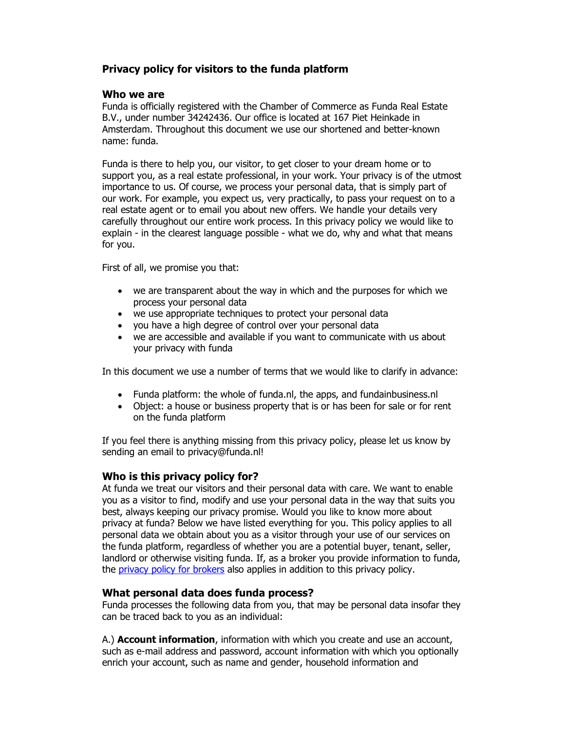# Privacy policy for visitors to the funda platform

## Who we are

Funda is officially registered with the Chamber of Commerce as Funda Real Estate B.V., under number 34242436. Our office is located at 167 Piet Heinkade in Amsterdam. Throughout this document we use our shortened and better-known name: funda.

Funda is there to help you, our visitor, to get closer to your dream home or to support you, as a real estate professional, in your work. Your privacy is of the utmost importance to us. Of course, we process your personal data, that is simply part of our work. For example, you expect us, very practically, to pass your request on to a real estate agent or to email you about new offers. We handle your details very carefully throughout our entire work process. In this privacy policy we would like to explain - in the clearest language possible - what we do, why and what that means for you.

First of all, we promise you that:

- we are transparent about the way in which and the purposes for which we process your personal data
- we use appropriate techniques to protect your personal data
- you have a high degree of control over your personal data
- we are accessible and available if you want to communicate with us about your privacy with funda

In this document we use a number of terms that we would like to clarify in advance:

- Funda platform: the whole of funda.nl, the apps, and fundainbusiness.nl
- Object: a house or business property that is or has been for sale or for rent on the funda platform

If you feel there is anything missing from this privacy policy, please let us know by sending an email to privacy@funda.nl!

## Who is this privacy policy for?

At funda we treat our visitors and their personal data with care. We want to enable you as a visitor to find, modify and use your personal data in the way that suits you best, always keeping our privacy promise. Would you like to know more about privacy at funda? Below we have listed everything for you. This policy applies to all personal data we obtain about you as a visitor through your use of our services on the funda platform, regardless of whether you are a potential buyer, tenant, seller, landlord or otherwise visiting funda. If, as a broker you provide information to funda, the privacy policy for brokers also applies in addition to this privacy policy.

## What personal data does funda process?

Funda processes the following data from you, that may be personal data insofar they can be traced back to you as an individual:

A.) **Account information**, information with which you create and use an account, such as e-mail address and password, account information with which you optionally enrich your account, such as name and gender, household information and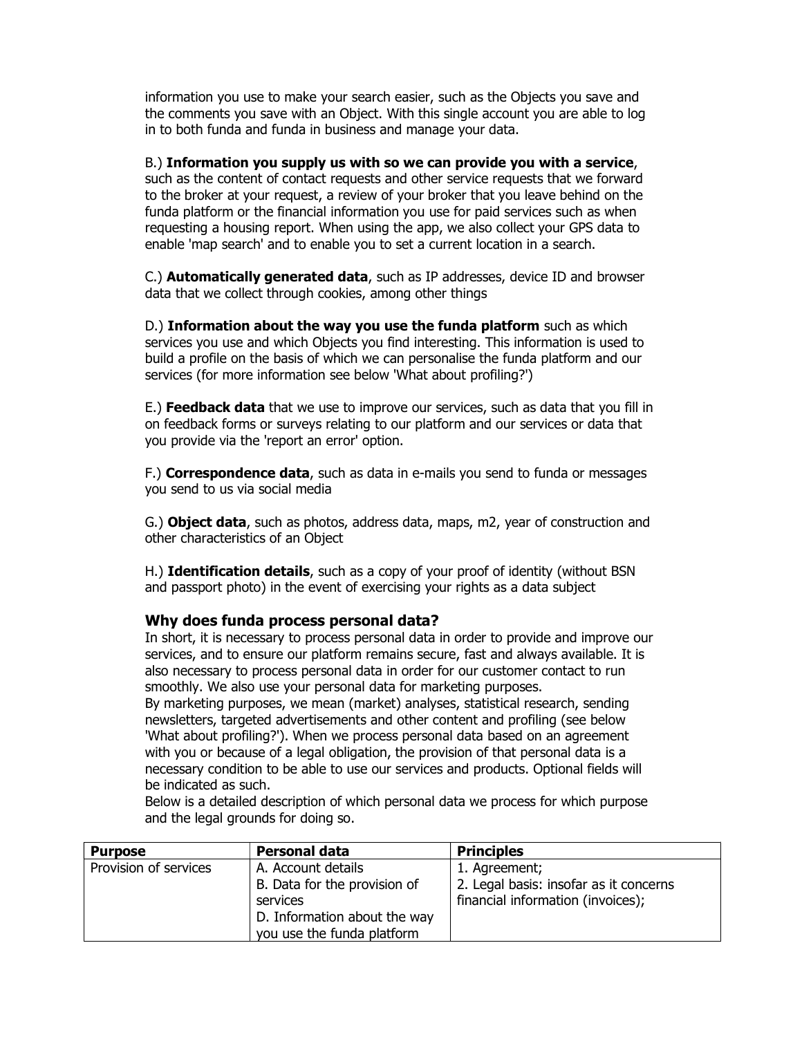information you use to make your search easier, such as the Objects you save and the comments you save with an Object. With this single account you are able to log in to both funda and funda in business and manage your data.

B.) **Information you supply us with so we can provide you with a service**, such as the content of contact requests and other service requests that we forward to the broker at your request, a review of your broker that you leave behind on the funda platform or the financial information you use for paid services such as when requesting a housing report. When using the app, we also collect your GPS data to enable 'map search' and to enable you to set a current location in a search.

C.) **Automatically generated data**, such as IP addresses, device ID and browser data that we collect through cookies, among other things

D.) **Information about the way you use the funda platform** such as which services you use and which Objects you find interesting. This information is used to build a profile on the basis of which we can personalise the funda platform and our services (for more information see below 'What about profiling?')

E.) **Feedback data** that we use to improve our services, such as data that you fill in on feedback forms or surveys relating to our platform and our services or data that you provide via the 'report an error' option.

F.) **Correspondence data**, such as data in e-mails you send to funda or messages you send to us via social media

G.) **Object data**, such as photos, address data, maps, m2, year of construction and other characteristics of an Object

H.) **Identification details**, such as a copy of your proof of identity (without BSN and passport photo) in the event of exercising your rights as a data subject

## Why does funda process personal data?

In short, it is necessary to process personal data in order to provide and improve our services, and to ensure our platform remains secure, fast and always available. It is also necessary to process personal data in order for our customer contact to run smoothly. We also use your personal data for marketing purposes.
By marketing purposes, we mean (market) analyses, statistical research, sending newsletters, targeted advertisements and other content and profiling (see below 'What about profiling?'). When we process personal data based on an agreement with you or because of a legal obligation, the provision of that personal data is a necessary condition to be able to use our services and products. Optional fields will be indicated as such.
Below is a detailed description of which personal data we process for which purpose and the legal grounds for doing so.

| Purpose | Personal data | Principles |
|---|---|---|
| Provision of services | A. Account details<br>B. Data for the provision of services<br>D. Information about the way you use the funda platform | 1. Agreement;<br>2. Legal basis: insofar as it concerns financial information (invoices); |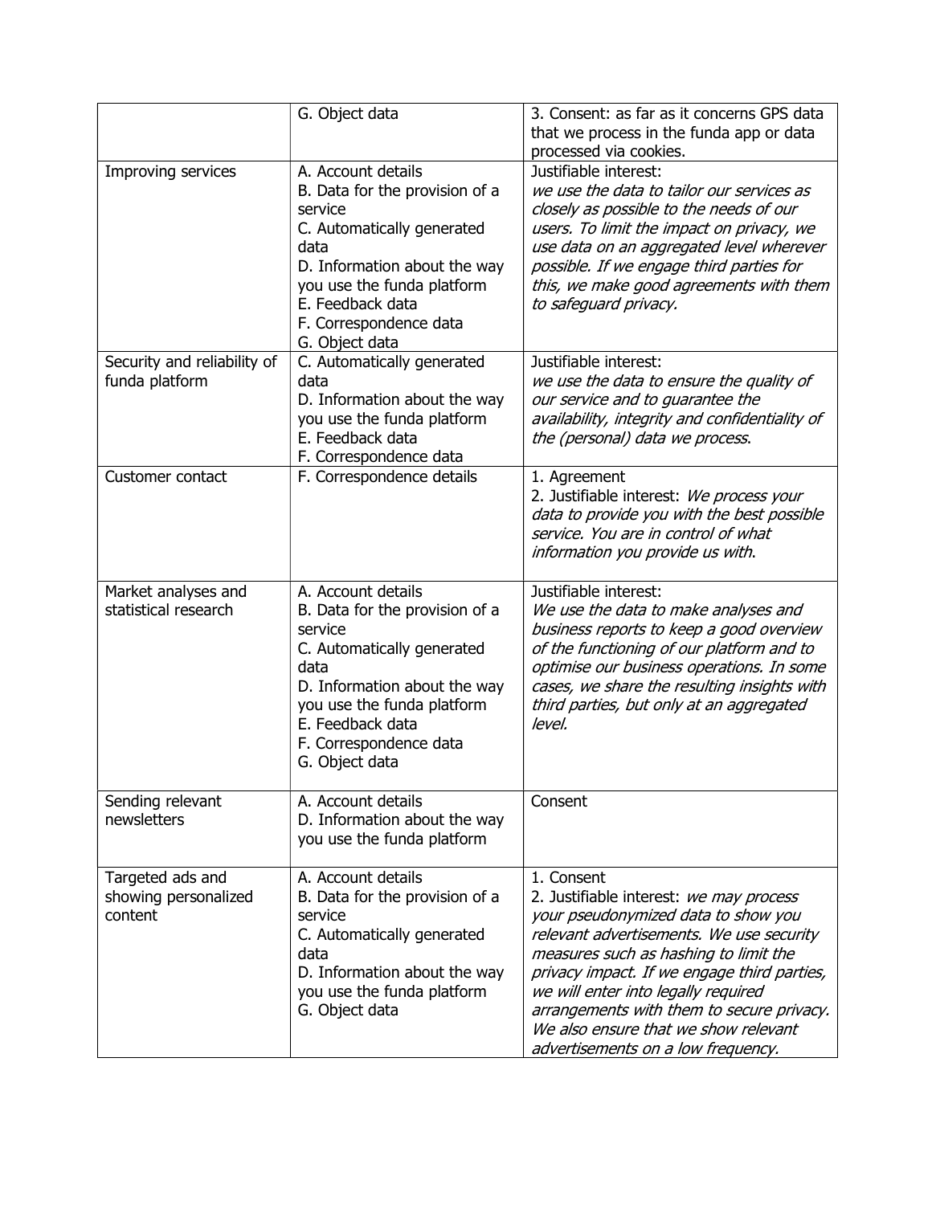| | | |
|---|---|---|
| | G. Object data | 3. Consent: as far as it concerns GPS data that we process in the funda app or data processed via cookies. |
| Improving services | A. Account details<br>B. Data for the provision of a service<br>C. Automatically generated data<br>D. Information about the way you use the funda platform<br>E. Feedback data<br>F. Correspondence data<br>G. Object data | Justifiable interest:<br>*we use the data to tailor our services as closely as possible to the needs of our users. To limit the impact on privacy, we use data on an aggregated level wherever possible. If we engage third parties for this, we make good agreements with them to safeguard privacy.* |
| Security and reliability of funda platform | C. Automatically generated data<br>D. Information about the way you use the funda platform<br>E. Feedback data<br>F. Correspondence data | Justifiable interest:<br>*we use the data to ensure the quality of our service and to guarantee the availability, integrity and confidentiality of the (personal) data we process.* |
| Customer contact | F. Correspondence details | 1. Agreement<br>2. Justifiable interest: *We process your data to provide you with the best possible service. You are in control of what information you provide us with.* |
| Market analyses and statistical research | A. Account details<br>B. Data for the provision of a service<br>C. Automatically generated data<br>D. Information about the way you use the funda platform<br>E. Feedback data<br>F. Correspondence data<br>G. Object data | Justifiable interest:<br>*We use the data to make analyses and business reports to keep a good overview of the functioning of our platform and to optimise our business operations. In some cases, we share the resulting insights with third parties, but only at an aggregated level.* |
| Sending relevant newsletters | A. Account details<br>D. Information about the way you use the funda platform | Consent |
| Targeted ads and showing personalized content | A. Account details<br>B. Data for the provision of a service<br>C. Automatically generated data<br>D. Information about the way you use the funda platform<br>G. Object data | 1. Consent<br>2. Justifiable interest: *we may process your pseudonymized data to show you relevant advertisements. We use security measures such as hashing to limit the privacy impact. If we engage third parties, we will enter into legally required arrangements with them to secure privacy. We also ensure that we show relevant advertisements on a low frequency.* |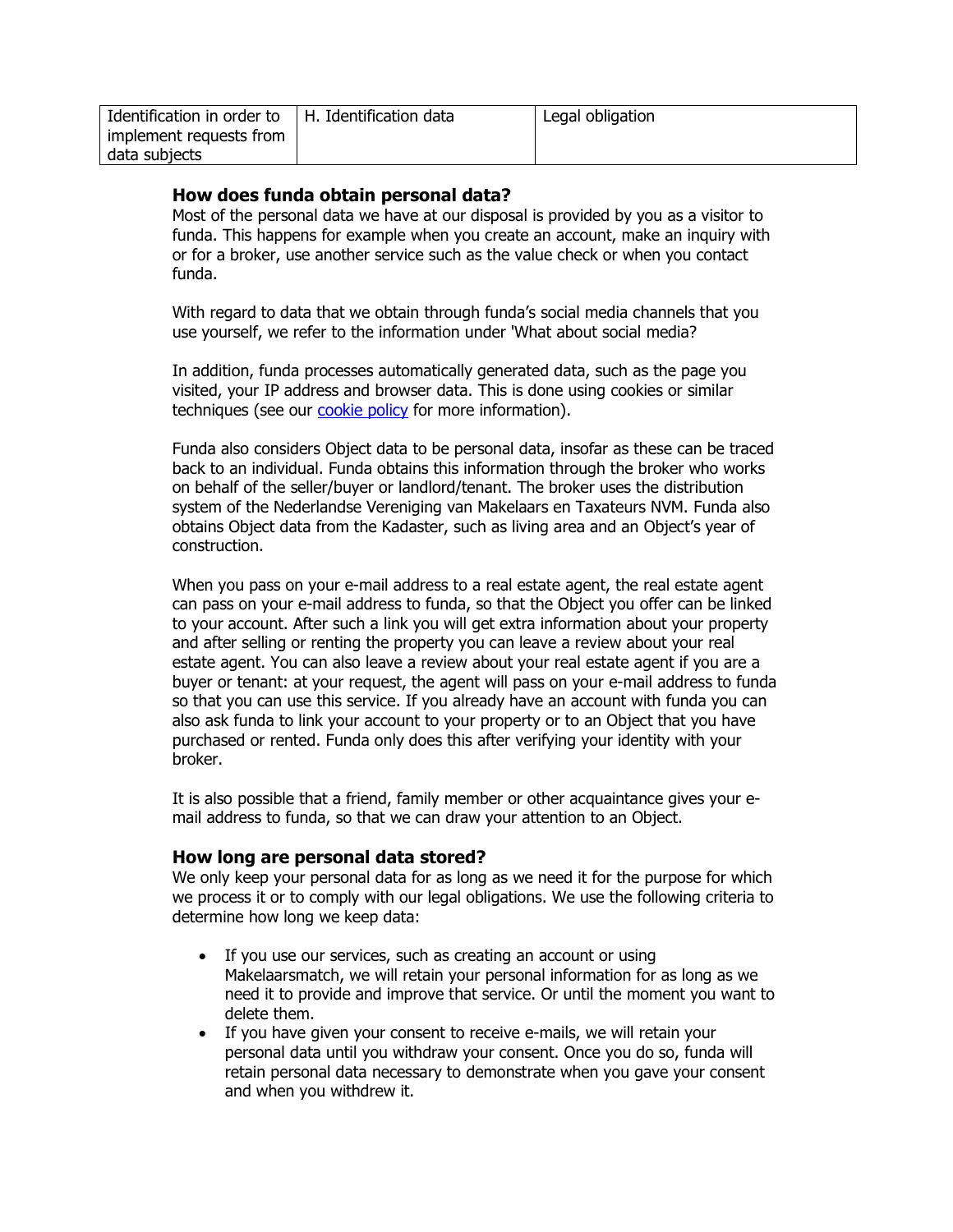| Identification in order to implement requests from data subjects | H. Identification data | Legal obligation |
|---|---|---|

### How does funda obtain personal data?

Most of the personal data we have at our disposal is provided by you as a visitor to funda. This happens for example when you create an account, make an inquiry with or for a broker, use another service such as the value check or when you contact funda.

With regard to data that we obtain through funda's social media channels that you use yourself, we refer to the information under 'What about social media?

In addition, funda processes automatically generated data, such as the page you visited, your IP address and browser data. This is done using cookies or similar techniques (see our cookie policy for more information).

Funda also considers Object data to be personal data, insofar as these can be traced back to an individual. Funda obtains this information through the broker who works on behalf of the seller/buyer or landlord/tenant. The broker uses the distribution system of the Nederlandse Vereniging van Makelaars en Taxateurs NVM. Funda also obtains Object data from the Kadaster, such as living area and an Object's year of construction.

When you pass on your e-mail address to a real estate agent, the real estate agent can pass on your e-mail address to funda, so that the Object you offer can be linked to your account. After such a link you will get extra information about your property and after selling or renting the property you can leave a review about your real estate agent. You can also leave a review about your real estate agent if you are a buyer or tenant: at your request, the agent will pass on your e-mail address to funda so that you can use this service. If you already have an account with funda you can also ask funda to link your account to your property or to an Object that you have purchased or rented. Funda only does this after verifying your identity with your broker.

It is also possible that a friend, family member or other acquaintance gives your e-mail address to funda, so that we can draw your attention to an Object.

### How long are personal data stored?

We only keep your personal data for as long as we need it for the purpose for which we process it or to comply with our legal obligations. We use the following criteria to determine how long we keep data:

- If you use our services, such as creating an account or using Makelaarsmatch, we will retain your personal information for as long as we need it to provide and improve that service. Or until the moment you want to delete them.
- If you have given your consent to receive e-mails, we will retain your personal data until you withdraw your consent. Once you do so, funda will retain personal data necessary to demonstrate when you gave your consent and when you withdrew it.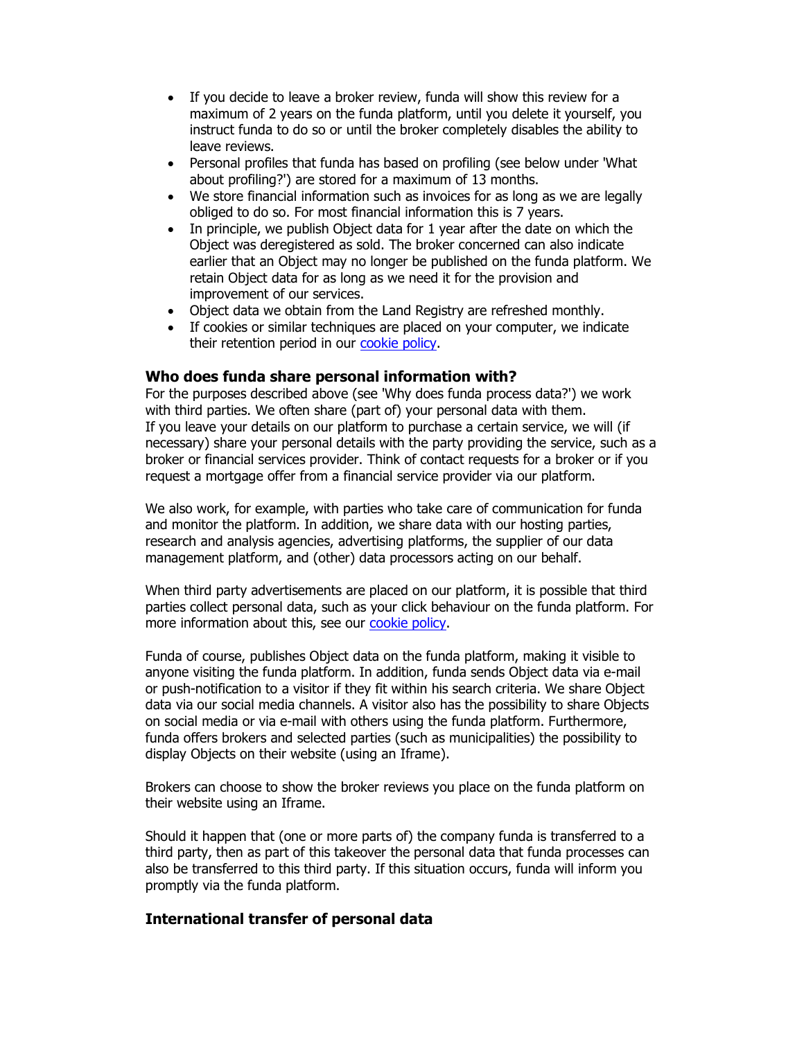- If you decide to leave a broker review, funda will show this review for a maximum of 2 years on the funda platform, until you delete it yourself, you instruct funda to do so or until the broker completely disables the ability to leave reviews.
- Personal profiles that funda has based on profiling (see below under 'What about profiling?') are stored for a maximum of 13 months.
- We store financial information such as invoices for as long as we are legally obliged to do so. For most financial information this is 7 years.
- In principle, we publish Object data for 1 year after the date on which the Object was deregistered as sold. The broker concerned can also indicate earlier that an Object may no longer be published on the funda platform. We retain Object data for as long as we need it for the provision and improvement of our services.
- Object data we obtain from the Land Registry are refreshed monthly.
- If cookies or similar techniques are placed on your computer, we indicate their retention period in our cookie policy.

### Who does funda share personal information with?

For the purposes described above (see 'Why does funda process data?') we work with third parties. We often share (part of) your personal data with them.
If you leave your details on our platform to purchase a certain service, we will (if necessary) share your personal details with the party providing the service, such as a broker or financial services provider. Think of contact requests for a broker or if you request a mortgage offer from a financial service provider via our platform.

We also work, for example, with parties who take care of communication for funda and monitor the platform. In addition, we share data with our hosting parties, research and analysis agencies, advertising platforms, the supplier of our data management platform, and (other) data processors acting on our behalf.

When third party advertisements are placed on our platform, it is possible that third parties collect personal data, such as your click behaviour on the funda platform. For more information about this, see our cookie policy.

Funda of course, publishes Object data on the funda platform, making it visible to anyone visiting the funda platform. In addition, funda sends Object data via e-mail or push-notification to a visitor if they fit within his search criteria. We share Object data via our social media channels. A visitor also has the possibility to share Objects on social media or via e-mail with others using the funda platform. Furthermore, funda offers brokers and selected parties (such as municipalities) the possibility to display Objects on their website (using an Iframe).

Brokers can choose to show the broker reviews you place on the funda platform on their website using an Iframe.

Should it happen that (one or more parts of) the company funda is transferred to a third party, then as part of this takeover the personal data that funda processes can also be transferred to this third party. If this situation occurs, funda will inform you promptly via the funda platform.

### International transfer of personal data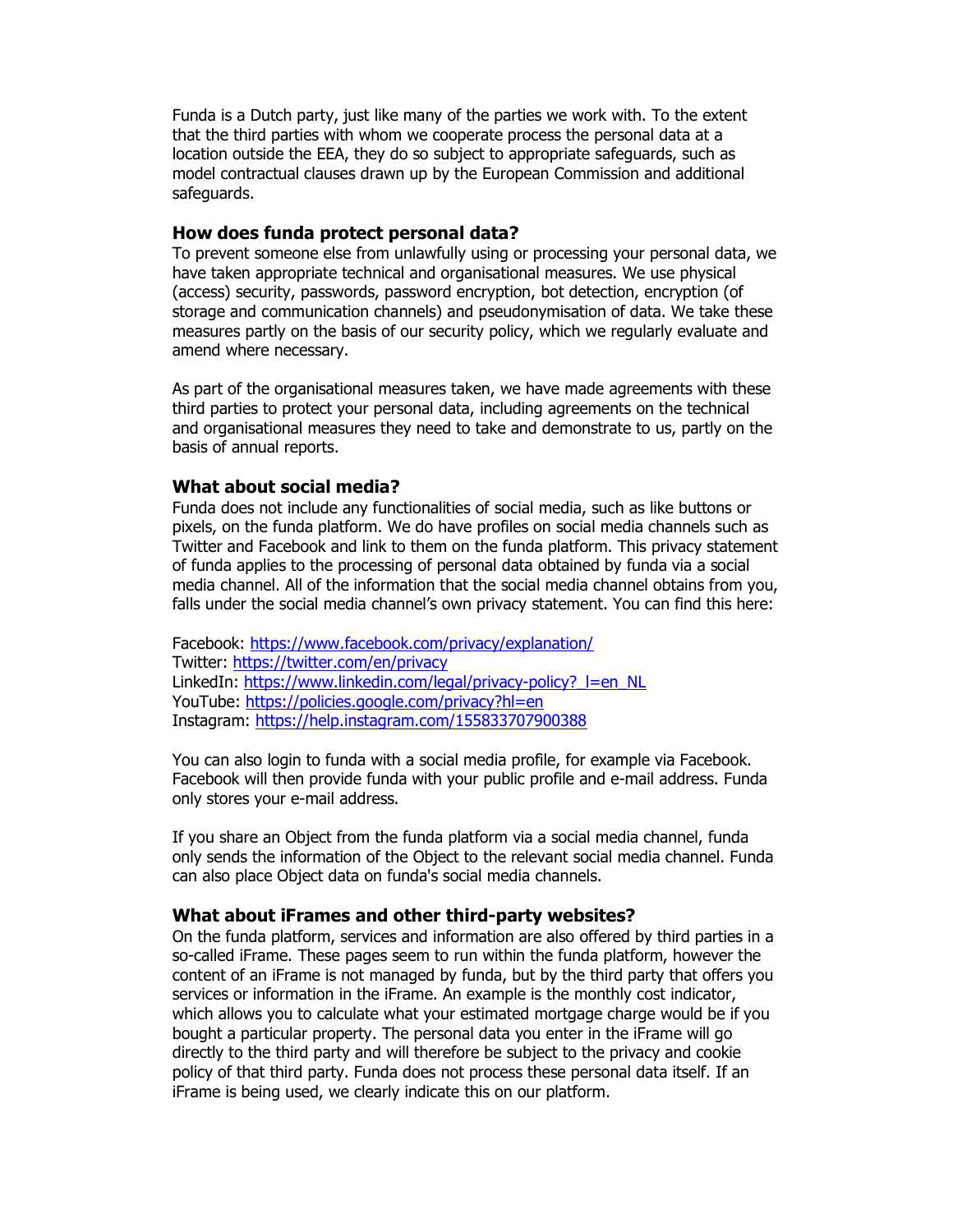Funda is a Dutch party, just like many of the parties we work with. To the extent that the third parties with whom we cooperate process the personal data at a location outside the EEA, they do so subject to appropriate safeguards, such as model contractual clauses drawn up by the European Commission and additional safeguards.

### How does funda protect personal data?

To prevent someone else from unlawfully using or processing your personal data, we have taken appropriate technical and organisational measures. We use physical (access) security, passwords, password encryption, bot detection, encryption (of storage and communication channels) and pseudonymisation of data. We take these measures partly on the basis of our security policy, which we regularly evaluate and amend where necessary.

As part of the organisational measures taken, we have made agreements with these third parties to protect your personal data, including agreements on the technical and organisational measures they need to take and demonstrate to us, partly on the basis of annual reports.

### What about social media?

Funda does not include any functionalities of social media, such as like buttons or pixels, on the funda platform. We do have profiles on social media channels such as Twitter and Facebook and link to them on the funda platform. This privacy statement of funda applies to the processing of personal data obtained by funda via a social media channel. All of the information that the social media channel obtains from you, falls under the social media channel's own privacy statement. You can find this here:

Facebook: https://www.facebook.com/privacy/explanation/
Twitter: https://twitter.com/en/privacy
LinkedIn: https://www.linkedin.com/legal/privacy-policy?_l=en_NL
YouTube: https://policies.google.com/privacy?hl=en
Instagram: https://help.instagram.com/155833707900388

You can also login to funda with a social media profile, for example via Facebook. Facebook will then provide funda with your public profile and e-mail address. Funda only stores your e-mail address.

If you share an Object from the funda platform via a social media channel, funda only sends the information of the Object to the relevant social media channel. Funda can also place Object data on funda's social media channels.

### What about iFrames and other third-party websites?

On the funda platform, services and information are also offered by third parties in a so-called iFrame. These pages seem to run within the funda platform, however the content of an iFrame is not managed by funda, but by the third party that offers you services or information in the iFrame. An example is the monthly cost indicator, which allows you to calculate what your estimated mortgage charge would be if you bought a particular property. The personal data you enter in the iFrame will go directly to the third party and will therefore be subject to the privacy and cookie policy of that third party. Funda does not process these personal data itself. If an iFrame is being used, we clearly indicate this on our platform.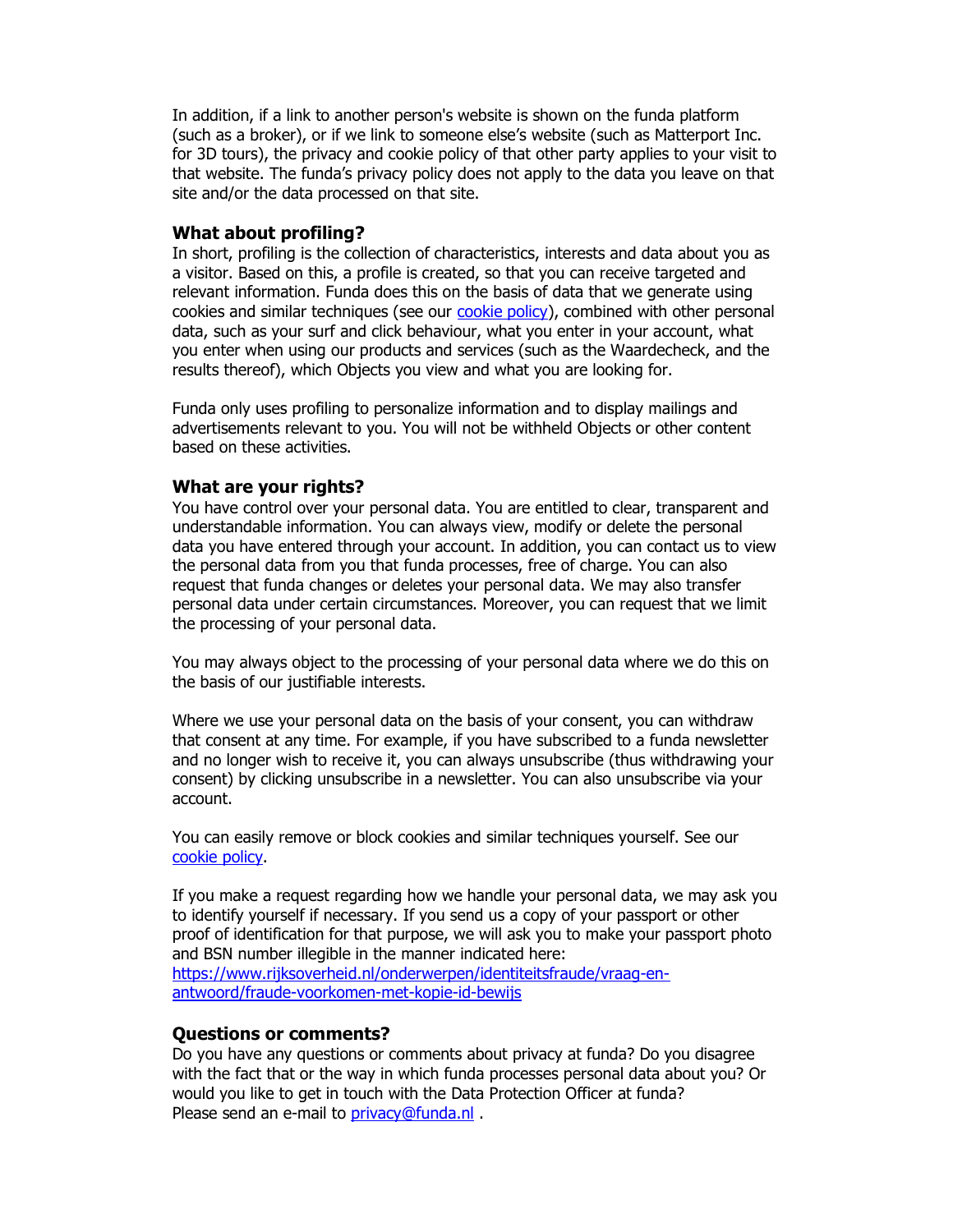In addition, if a link to another person's website is shown on the funda platform (such as a broker), or if we link to someone else's website (such as Matterport Inc. for 3D tours), the privacy and cookie policy of that other party applies to your visit to that website. The funda's privacy policy does not apply to the data you leave on that site and/or the data processed on that site.

### What about profiling?

In short, profiling is the collection of characteristics, interests and data about you as a visitor. Based on this, a profile is created, so that you can receive targeted and relevant information. Funda does this on the basis of data that we generate using cookies and similar techniques (see our [cookie policy](cookie policy)), combined with other personal data, such as your surf and click behaviour, what you enter in your account, what you enter when using our products and services (such as the Waardecheck, and the results thereof), which Objects you view and what you are looking for.

Funda only uses profiling to personalize information and to display mailings and advertisements relevant to you. You will not be withheld Objects or other content based on these activities.

### What are your rights?

You have control over your personal data. You are entitled to clear, transparent and understandable information. You can always view, modify or delete the personal data you have entered through your account. In addition, you can contact us to view the personal data from you that funda processes, free of charge. You can also request that funda changes or deletes your personal data. We may also transfer personal data under certain circumstances. Moreover, you can request that we limit the processing of your personal data.

You may always object to the processing of your personal data where we do this on the basis of our justifiable interests.

Where we use your personal data on the basis of your consent, you can withdraw that consent at any time. For example, if you have subscribed to a funda newsletter and no longer wish to receive it, you can always unsubscribe (thus withdrawing your consent) by clicking unsubscribe in a newsletter. You can also unsubscribe via your account.

You can easily remove or block cookies and similar techniques yourself. See our [cookie policy](cookie policy).

If you make a request regarding how we handle your personal data, we may ask you to identify yourself if necessary. If you send us a copy of your passport or other proof of identification for that purpose, we will ask you to make your passport photo and BSN number illegible in the manner indicated here: [https://www.rijksoverheid.nl/onderwerpen/identiteitsfraude/vraag-en-antwoord/fraude-voorkomen-met-kopie-id-bewijs](https://www.rijksoverheid.nl/onderwerpen/identiteitsfraude/vraag-en-antwoord/fraude-voorkomen-met-kopie-id-bewijs)

### Questions or comments?

Do you have any questions or comments about privacy at funda? Do you disagree with the fact that or the way in which funda processes personal data about you? Or would you like to get in touch with the Data Protection Officer at funda?
Please send an e-mail to [privacy@funda.nl](mailto:privacy@funda.nl) .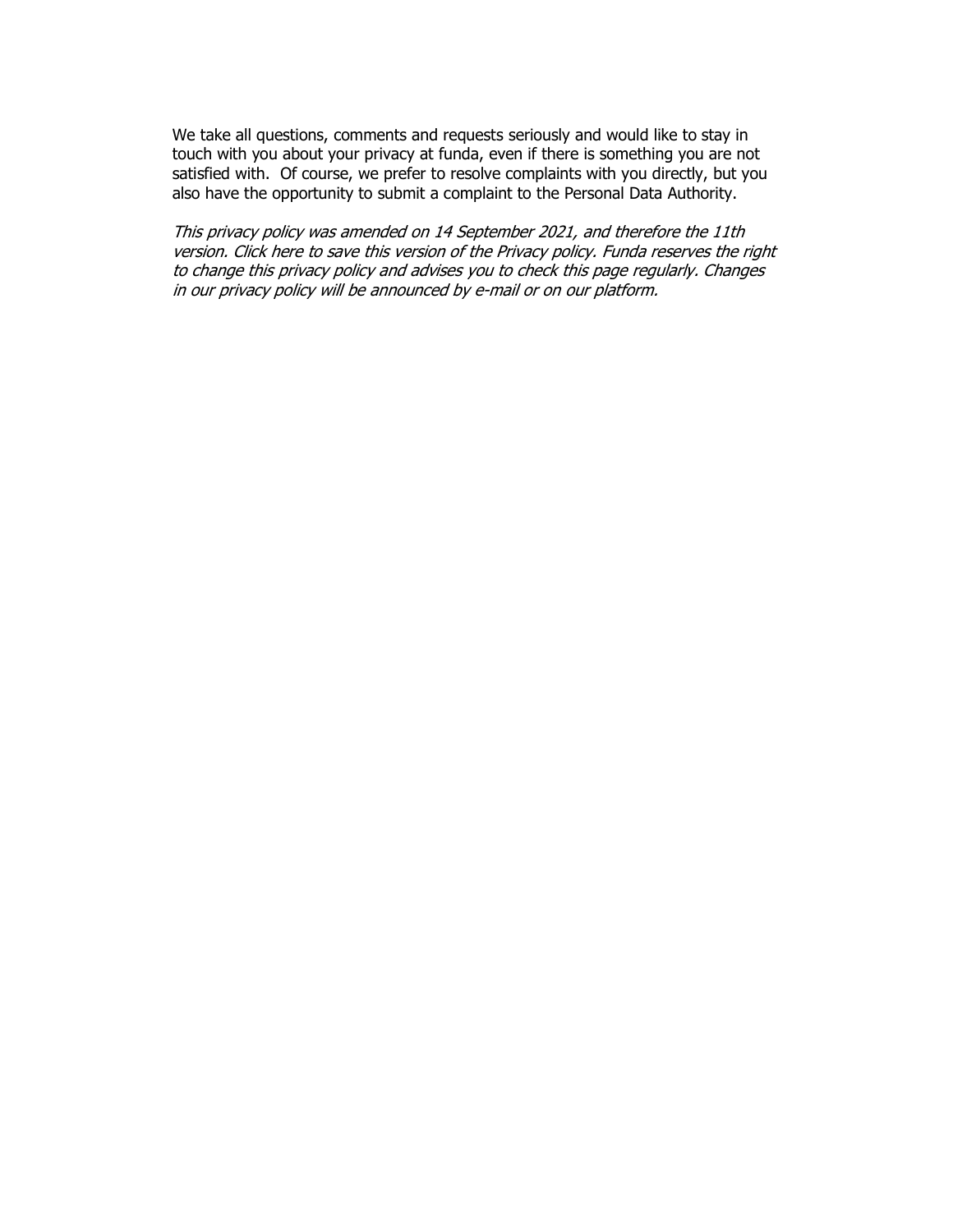We take all questions, comments and requests seriously and would like to stay in touch with you about your privacy at funda, even if there is something you are not satisfied with.  Of course, we prefer to resolve complaints with you directly, but you also have the opportunity to submit a complaint to the Personal Data Authority.

*This privacy policy was amended on 14 September 2021, and therefore the 11th version. Click here to save this version of the Privacy policy. Funda reserves the right to change this privacy policy and advises you to check this page regularly. Changes in our privacy policy will be announced by e-mail or on our platform.*